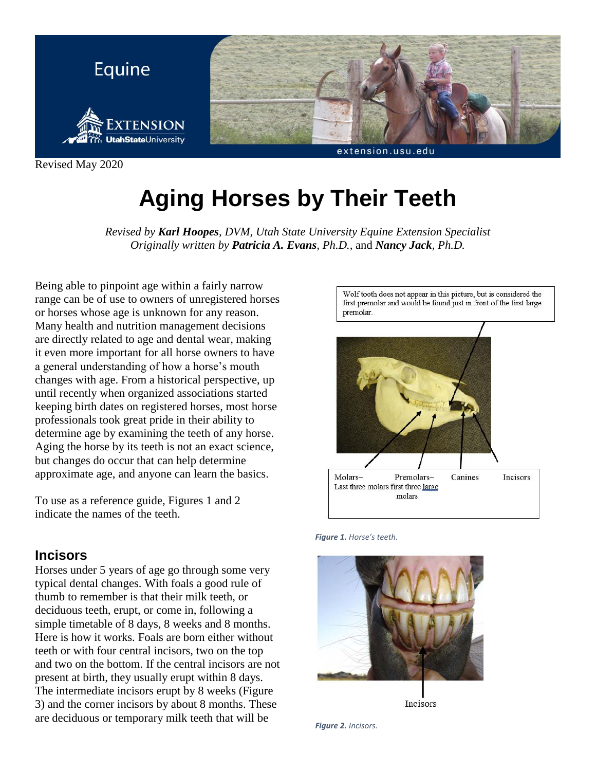Revised May 2020

# Aging Horses by Their Teeth

*Revised by **Karl Hoopes**, DVM, Utah State University Equine Extension Specialist*
*Originally written by **Patricia A. Evans**, Ph.D.,* and ***Nancy Jack**, Ph.D.*

Being able to pinpoint age within a fairly narrow range can be of use to owners of unregistered horses or horses whose age is unknown for any reason. Many health and nutrition management decisions are directly related to age and dental wear, making it even more important for all horse owners to have a general understanding of how a horse's mouth changes with age. From a historical perspective, up until recently when organized associations started keeping birth dates on registered horses, most horse professionals took great pride in their ability to determine age by examining the teeth of any horse. Aging the horse by its teeth is not an exact science, but changes do occur that can help determine approximate age, and anyone can learn the basics.

To use as a reference guide, Figures 1 and 2 indicate the names of the teeth.

Wolf tooth does not appear in this picture, but is considered the first premolar and would be found just in front of the first large premolar.

Molars– Last three molars | Premolars– first three large molars | Canines | Incisors

***Figure 1.*** *Horse's teeth.*

Incisors

***Figure 2.*** *Incisors.*

## Incisors

Horses under 5 years of age go through some very typical dental changes. With foals a good rule of thumb to remember is that their milk teeth, or deciduous teeth, erupt, or come in, following a simple timetable of 8 days, 8 weeks and 8 months. Here is how it works. Foals are born either without teeth or with four central incisors, two on the top and two on the bottom. If the central incisors are not present at birth, they usually erupt within 8 days. The intermediate incisors erupt by 8 weeks (Figure 3) and the corner incisors by about 8 months. These are deciduous or temporary milk teeth that will be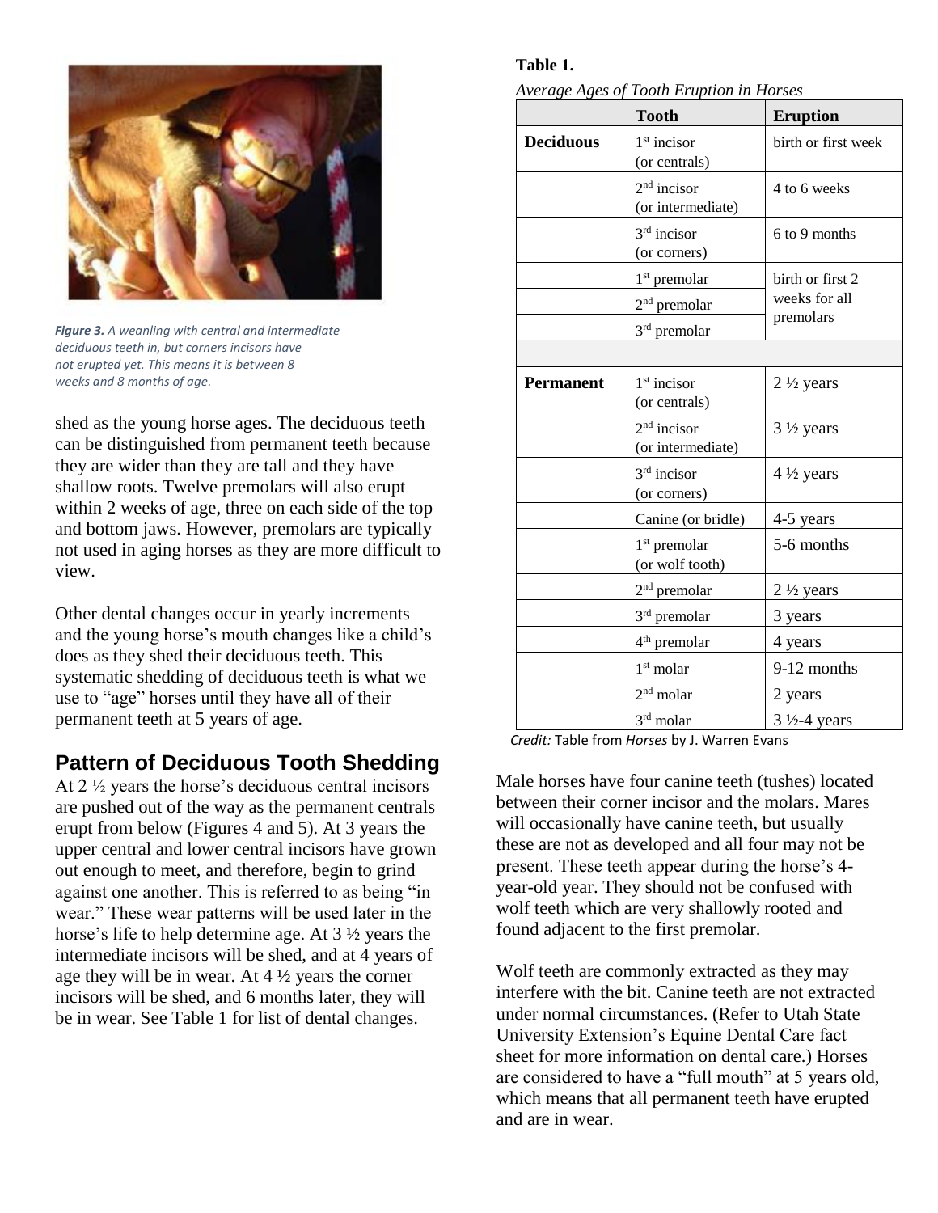*Figure 3. A weanling with central and intermediate deciduous teeth in, but corners incisors have not erupted yet. This means it is between 8 weeks and 8 months of age.*

shed as the young horse ages. The deciduous teeth can be distinguished from permanent teeth because they are wider than they are tall and they have shallow roots. Twelve premolars will also erupt within 2 weeks of age, three on each side of the top and bottom jaws. However, premolars are typically not used in aging horses as they are more difficult to view.

Other dental changes occur in yearly increments and the young horse's mouth changes like a child's does as they shed their deciduous teeth. This systematic shedding of deciduous teeth is what we use to "age" horses until they have all of their permanent teeth at 5 years of age.

## Pattern of Deciduous Tooth Shedding

At 2 ½ years the horse's deciduous central incisors are pushed out of the way as the permanent centrals erupt from below (Figures 4 and 5). At 3 years the upper central and lower central incisors have grown out enough to meet, and therefore, begin to grind against one another. This is referred to as being "in wear." These wear patterns will be used later in the horse's life to help determine age. At 3 ½ years the intermediate incisors will be shed, and at 4 years of age they will be in wear. At 4 ½ years the corner incisors will be shed, and 6 months later, they will be in wear. See Table 1 for list of dental changes.

**Table 1.**

*Average Ages of Tooth Eruption in Horses*

| | Tooth | Eruption |
|---|---|---|
| **Deciduous** | 1st incisor (or centrals) | birth or first week |
| | 2nd incisor (or intermediate) | 4 to 6 weeks |
| | 3rd incisor (or corners) | 6 to 9 months |
| | 1st premolar | birth or first 2 weeks for all premolars |
| | 2nd premolar | |
| | 3rd premolar | |
| | | |
| **Permanent** | 1st incisor (or centrals) | 2 ½ years |
| | 2nd incisor (or intermediate) | 3 ½ years |
| | 3rd incisor (or corners) | 4 ½ years |
| | Canine (or bridle) | 4-5 years |
| | 1st premolar (or wolf tooth) | 5-6 months |
| | 2nd premolar | 2 ½ years |
| | 3rd premolar | 3 years |
| | 4th premolar | 4 years |
| | 1st molar | 9-12 months |
| | 2nd molar | 2 years |
| | 3rd molar | 3 ½-4 years |

*Credit:* Table from *Horses* by J. Warren Evans

Male horses have four canine teeth (tushes) located between their corner incisor and the molars. Mares will occasionally have canine teeth, but usually these are not as developed and all four may not be present. These teeth appear during the horse's 4-year-old year. They should not be confused with wolf teeth which are very shallowly rooted and found adjacent to the first premolar.

Wolf teeth are commonly extracted as they may interfere with the bit. Canine teeth are not extracted under normal circumstances. (Refer to Utah State University Extension's Equine Dental Care fact sheet for more information on dental care.) Horses are considered to have a "full mouth" at 5 years old, which means that all permanent teeth have erupted and are in wear.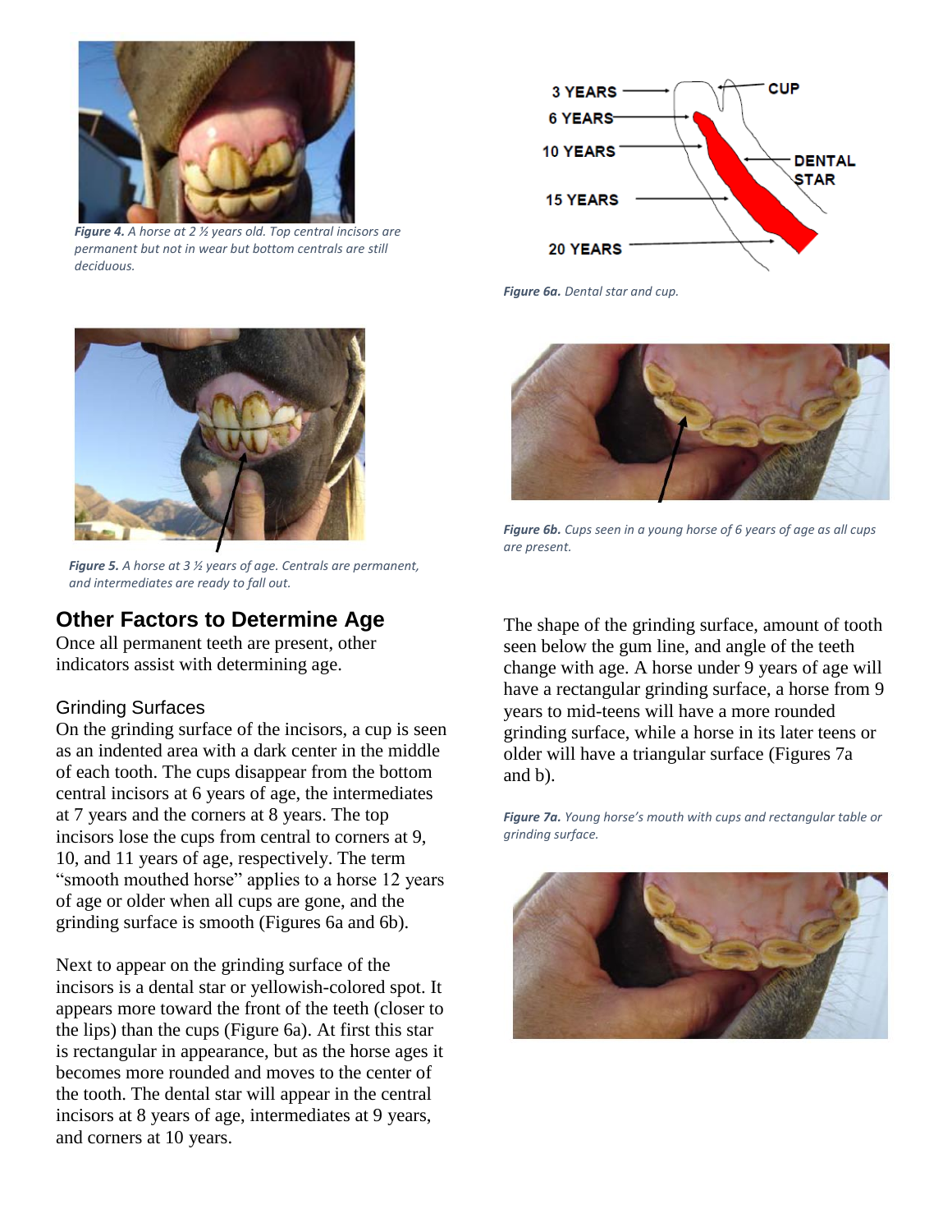*Figure 4. A horse at 2 ½ years old. Top central incisors are permanent but not in wear but bottom centrals are still deciduous.*

*Figure 5. A horse at 3 ½ years of age. Centrals are permanent, and intermediates are ready to fall out.*

## Other Factors to Determine Age

Once all permanent teeth are present, other indicators assist with determining age.

### Grinding Surfaces

On the grinding surface of the incisors, a cup is seen as an indented area with a dark center in the middle of each tooth. The cups disappear from the bottom central incisors at 6 years of age, the intermediates at 7 years and the corners at 8 years. The top incisors lose the cups from central to corners at 9, 10, and 11 years of age, respectively. The term "smooth mouthed horse" applies to a horse 12 years of age or older when all cups are gone, and the grinding surface is smooth (Figures 6a and 6b).

Next to appear on the grinding surface of the incisors is a dental star or yellowish-colored spot. It appears more toward the front of the teeth (closer to the lips) than the cups (Figure 6a). At first this star is rectangular in appearance, but as the horse ages it becomes more rounded and moves to the center of the tooth. The dental star will appear in the central incisors at 8 years of age, intermediates at 9 years, and corners at 10 years.

*Figure 6a. Dental star and cup.*

*Figure 6b. Cups seen in a young horse of 6 years of age as all cups are present.*

The shape of the grinding surface, amount of tooth seen below the gum line, and angle of the teeth change with age. A horse under 9 years of age will have a rectangular grinding surface, a horse from 9 years to mid-teens will have a more rounded grinding surface, while a horse in its later teens or older will have a triangular surface (Figures 7a and b).

*Figure 7a. Young horse's mouth with cups and rectangular table or grinding surface.*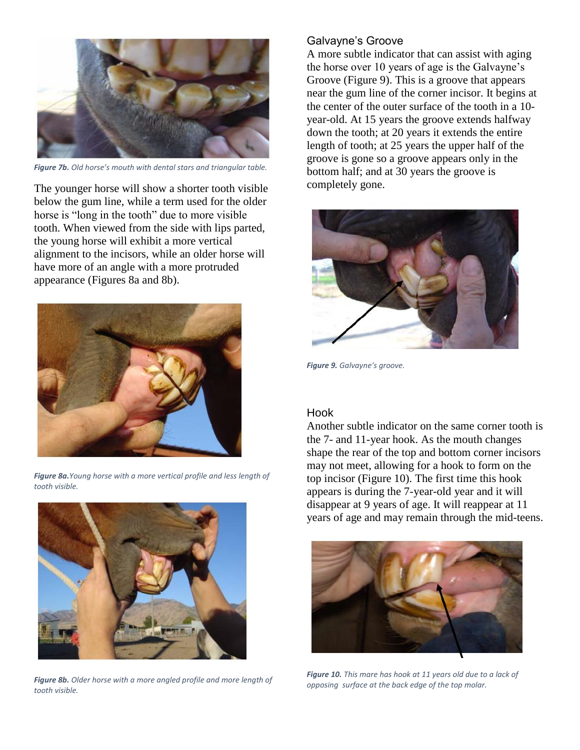*Figure 7b. Old horse's mouth with dental stars and triangular table.*

The younger horse will show a shorter tooth visible below the gum line, while a term used for the older horse is "long in the tooth" due to more visible tooth. When viewed from the side with lips parted, the young horse will exhibit a more vertical alignment to the incisors, while an older horse will have more of an angle with a more protruded appearance (Figures 8a and 8b).

***Figure 8a.*** *Young horse with a more vertical profile and less length of tooth visible.*

***Figure 8b.*** *Older horse with a more angled profile and more length of tooth visible.*

## Galvayne's Groove

A more subtle indicator that can assist with aging the horse over 10 years of age is the Galvayne's Groove (Figure 9). This is a groove that appears near the gum line of the corner incisor. It begins at the center of the outer surface of the tooth in a 10-year-old. At 15 years the groove extends halfway down the tooth; at 20 years it extends the entire length of tooth; at 25 years the upper half of the groove is gone so a groove appears only in the bottom half; and at 30 years the groove is completely gone.

***Figure 9.*** *Galvayne's groove.*

## Hook

Another subtle indicator on the same corner tooth is the 7- and 11-year hook. As the mouth changes shape the rear of the top and bottom corner incisors may not meet, allowing for a hook to form on the top incisor (Figure 10). The first time this hook appears is during the 7-year-old year and it will disappear at 9 years of age. It will reappear at 11 years of age and may remain through the mid-teens.

***Figure 10.*** *This mare has hook at 11 years old due to a lack of opposing surface at the back edge of the top molar.*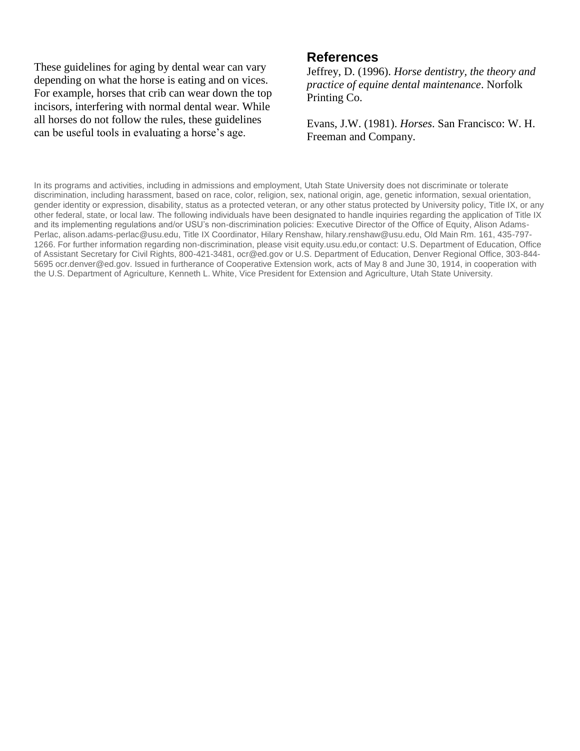These guidelines for aging by dental wear can vary depending on what the horse is eating and on vices. For example, horses that crib can wear down the top incisors, interfering with normal dental wear. While all horses do not follow the rules, these guidelines can be useful tools in evaluating a horse's age.

## References

Jeffrey, D. (1996). *Horse dentistry, the theory and practice of equine dental maintenance*. Norfolk Printing Co.

Evans, J.W. (1981). *Horses*. San Francisco: W. H. Freeman and Company.

In its programs and activities, including in admissions and employment, Utah State University does not discriminate or tolerate discrimination, including harassment, based on race, color, religion, sex, national origin, age, genetic information, sexual orientation, gender identity or expression, disability, status as a protected veteran, or any other status protected by University policy, Title IX, or any other federal, state, or local law. The following individuals have been designated to handle inquiries regarding the application of Title IX and its implementing regulations and/or USU's non-discrimination policies: Executive Director of the Office of Equity, Alison Adams-Perlac, alison.adams-perlac@usu.edu, Title IX Coordinator, Hilary Renshaw, hilary.renshaw@usu.edu, Old Main Rm. 161, 435-797-1266. For further information regarding non-discrimination, please visit equity.usu.edu,or contact: U.S. Department of Education, Office of Assistant Secretary for Civil Rights, 800-421-3481, ocr@ed.gov or U.S. Department of Education, Denver Regional Office, 303-844-5695 ocr.denver@ed.gov. Issued in furtherance of Cooperative Extension work, acts of May 8 and June 30, 1914, in cooperation with the U.S. Department of Agriculture, Kenneth L. White, Vice President for Extension and Agriculture, Utah State University.